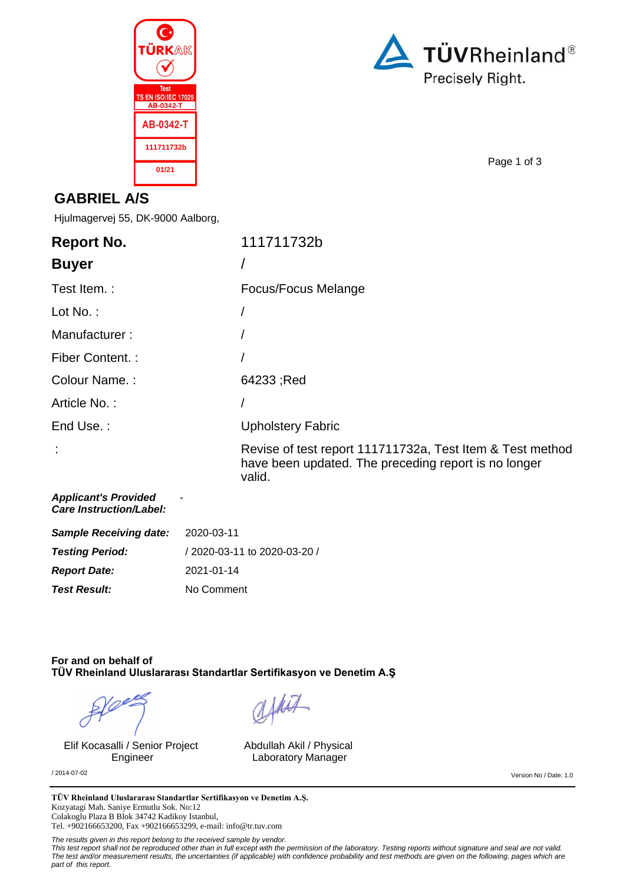TÜRKAK
Test
TS EN ISO/IEC 17025
AB-0342-T

AB-0342-T

111711732b

01/21

TÜVRheinland®
Precisely Right.

## GABRIEL A/S

Hjulmagervej 55, DK-9000 Aalborg,

| | |
|---|---|
| **Report No.** | 111711732b |
| **Buyer** | / |
| Test Item. : | Focus/Focus Melange |
| Lot No. : | / |
| Manufacturer : | / |
| Fiber Content. : | / |
| Colour Name. : | 64233 ;Red |
| Article No. : | / |
| End Use. : | Upholstery Fabric |
| : | Revise of test report 111711732a, Test Item & Test method have been updated. The preceding report is no longer valid. |

***Applicant's Provided Care Instruction/Label:*** -

| | |
|---|---|
| ***Sample Receiving date:*** | 2020-03-11 |
| ***Testing Period:*** | / 2020-03-11 to 2020-03-20 / |
| ***Report Date:*** | 2021-01-14 |
| ***Test Result:*** | No Comment |

**For and on behalf of**
**TÜV Rheinland Uluslararası Standartlar Sertifikasyon ve Denetim A.Ş**

| | |
|---|---|
| Elif Kocasalli / Senior Project Engineer | Abdullah Akil / Physical Laboratory Manager |

/ 2014-07-02

Version No / Date: 1.0

**TÜV Rheinland Uluslararası Standartlar Sertifikasyon ve Denetim A.Ş.**
Kozyatagi Mah. Saniye Ermutlu Sok. No:12
Colakoglu Plaza B Blok 34742 Kadikoy Istanbul,
Tel. +902166653200, Fax +902166653299, e-mail: info@tr.tuv.com

*The results given in this report belong to the received sample by vendor.*
*This test report shall not be reproduced other than in full except with the permission of the laboratory. Testing reports without signature and seal are not valid.*
*The test and/or measurement results, the uncertainties (if applicable) with confidence probability and test methods are given on the following, pages which are part of this report.*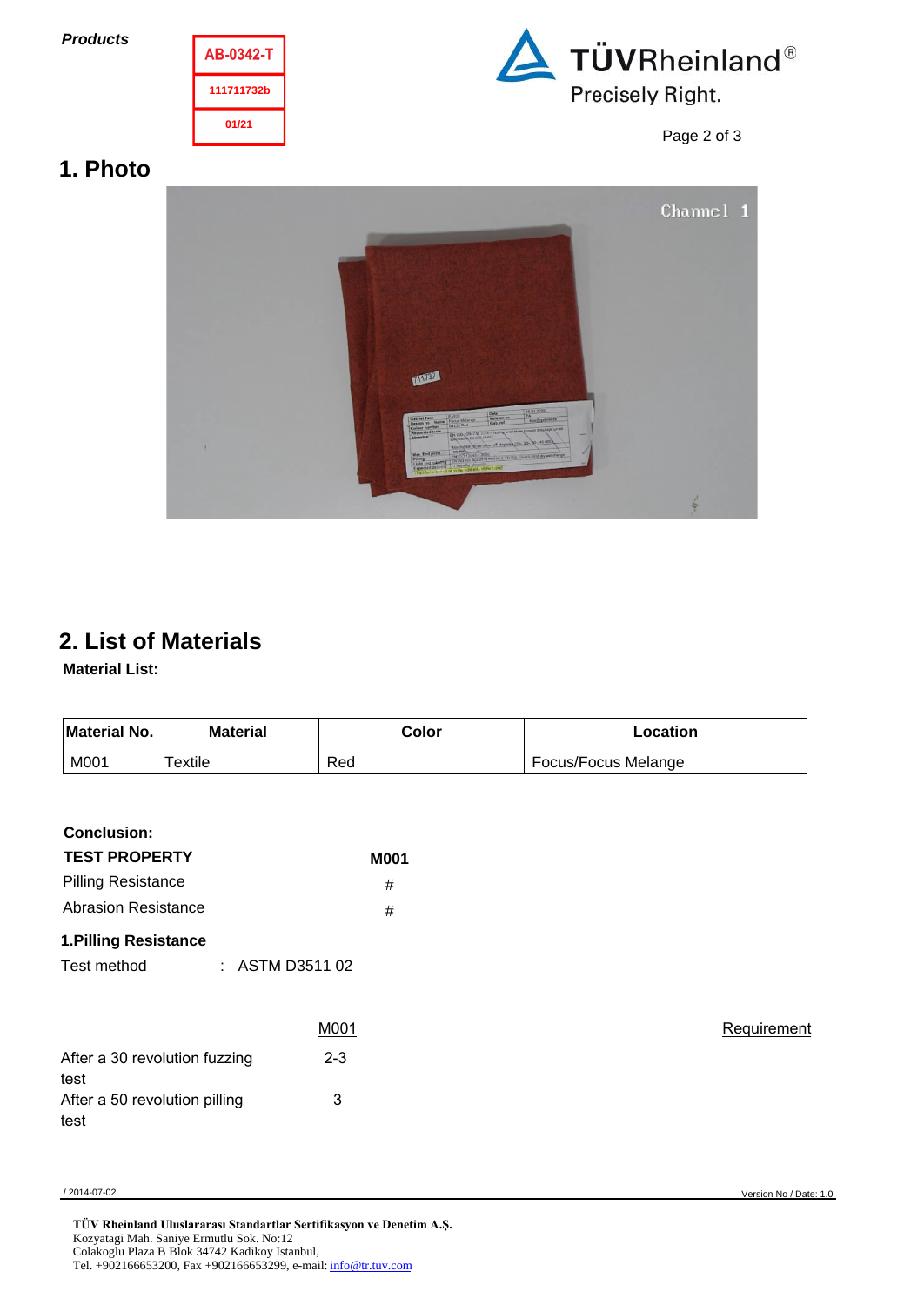**Products**

| AB-0342-T |
|---|
| 111711732b |
| 01/21 |

# 1. Photo

# 2. List of Materials

**Material List:**

| Material No. | Material | Color | Location |
|---|---|---|---|
| M001 | Textile | Red | Focus/Focus Melange |

**Conclusion:**

| TEST PROPERTY | M001 |
|---|---|
| Pilling Resistance | # |
| Abrasion Resistance | # |

**1.Pilling Resistance**

Test method : ASTM D3511 02

| | M001 | Requirement |
|---|---|---|
| After a 30 revolution fuzzing test | 2-3 | |
| After a 50 revolution pilling test | 3 | |

/ 2014-07-02

Version No / Date: 1.0

**TÜV Rheinland Uluslararası Standartlar Sertifikasyon ve Denetim A.Ş.**
Kozyatagi Mah. Saniye Ermutlu Sok. No:12
Colakoglu Plaza B Blok 34742 Kadikoy Istanbul,
Tel. +902166653200, Fax +902166653299, e-mail: info@tr.tuv.com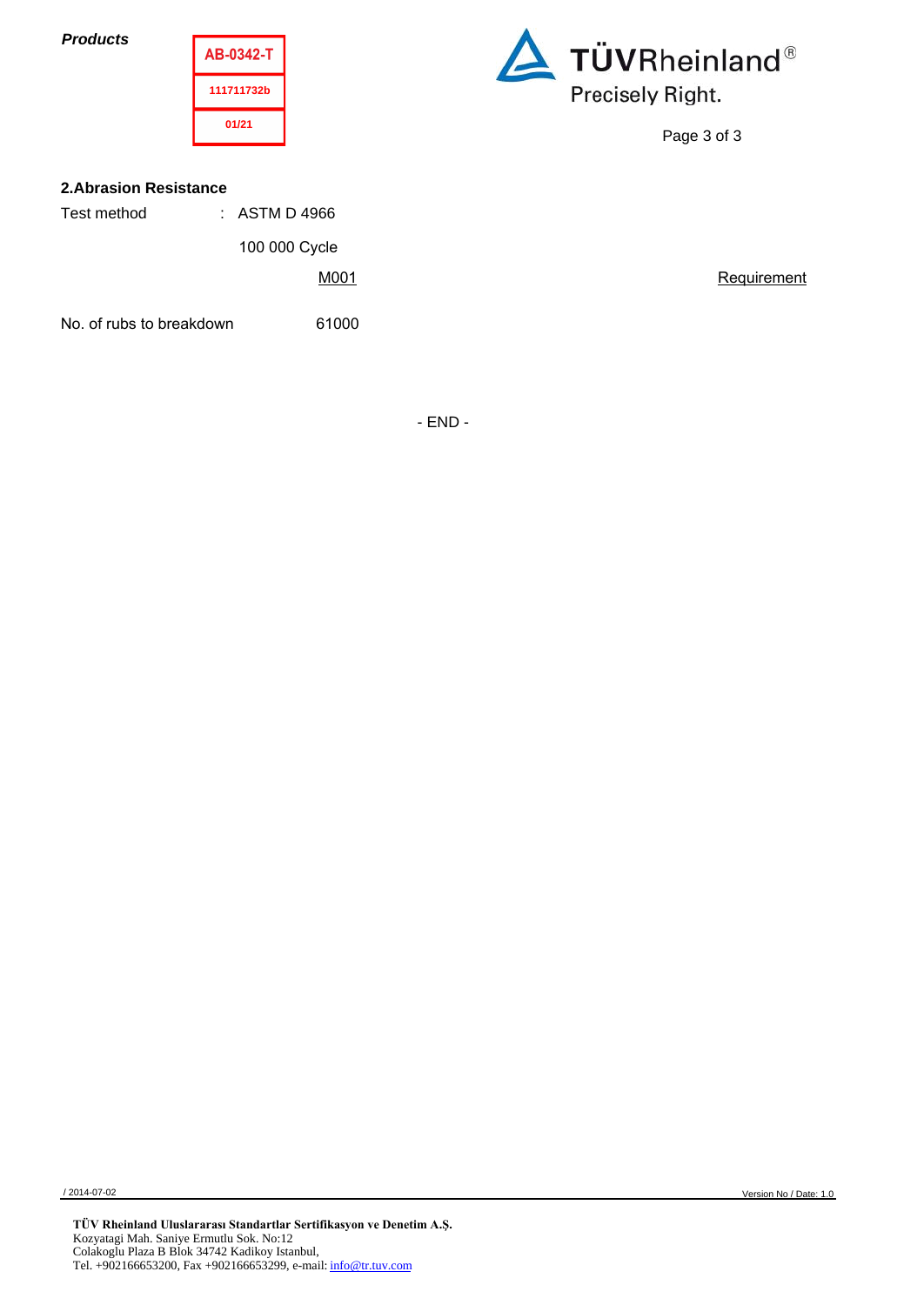## 2. Abrasion Resistance

Test method : ASTM D 4966

100 000 Cycle

| | M001 | Requirement |
|---|---|---|
| No. of rubs to breakdown | 61000 | |

- END -